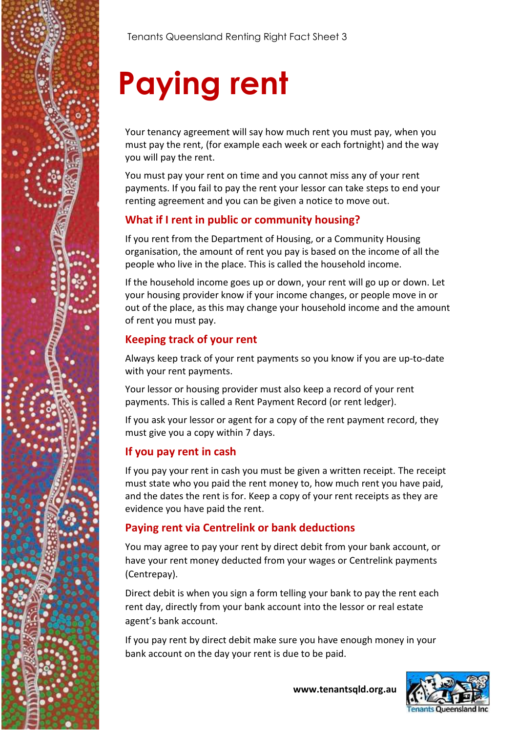Tenants Queensland Renting Right Fact Sheet 3

# Paying rent

Your tenancy agreement will say how much rent you must pay, when you must pay the rent, (for example each week or each fortnight) and the way you will pay the rent.

You must pay your rent on time and you cannot miss any of your rent payments. If you fail to pay the rent your lessor can take steps to end your renting agreement and you can be given a notice to move out.

## What if I rent in public or community housing?

If you rent from the Department of Housing, or a Community Housing organisation, the amount of rent you pay is based on the income of all the people who live in the place. This is called the household income.

If the household income goes up or down, your rent will go up or down. Let your housing provider know if your income changes, or people move in or out of the place, as this may change your household income and the amount of rent you must pay.

## Keeping track of your rent

Always keep track of your rent payments so you know if you are up-to-date with your rent payments.

Your lessor or housing provider must also keep a record of your rent payments. This is called a Rent Payment Record (or rent ledger).

If you ask your lessor or agent for a copy of the rent payment record, they must give you a copy within 7 days.

## If you pay rent in cash

If you pay your rent in cash you must be given a written receipt. The receipt must state who you paid the rent money to, how much rent you have paid, and the dates the rent is for. Keep a copy of your rent receipts as they are evidence you have paid the rent.

## Paying rent via Centrelink or bank deductions

You may agree to pay your rent by direct debit from your bank account, or have your rent money deducted from your wages or Centrelink payments (Centrepay).

Direct debit is when you sign a form telling your bank to pay the rent each rent day, directly from your bank account into the lessor or real estate agent's bank account.

If you pay rent by direct debit make sure you have enough money in your bank account on the day your rent is due to be paid.

**www.tenantsqld.org.au**

Tenants Queensland Inc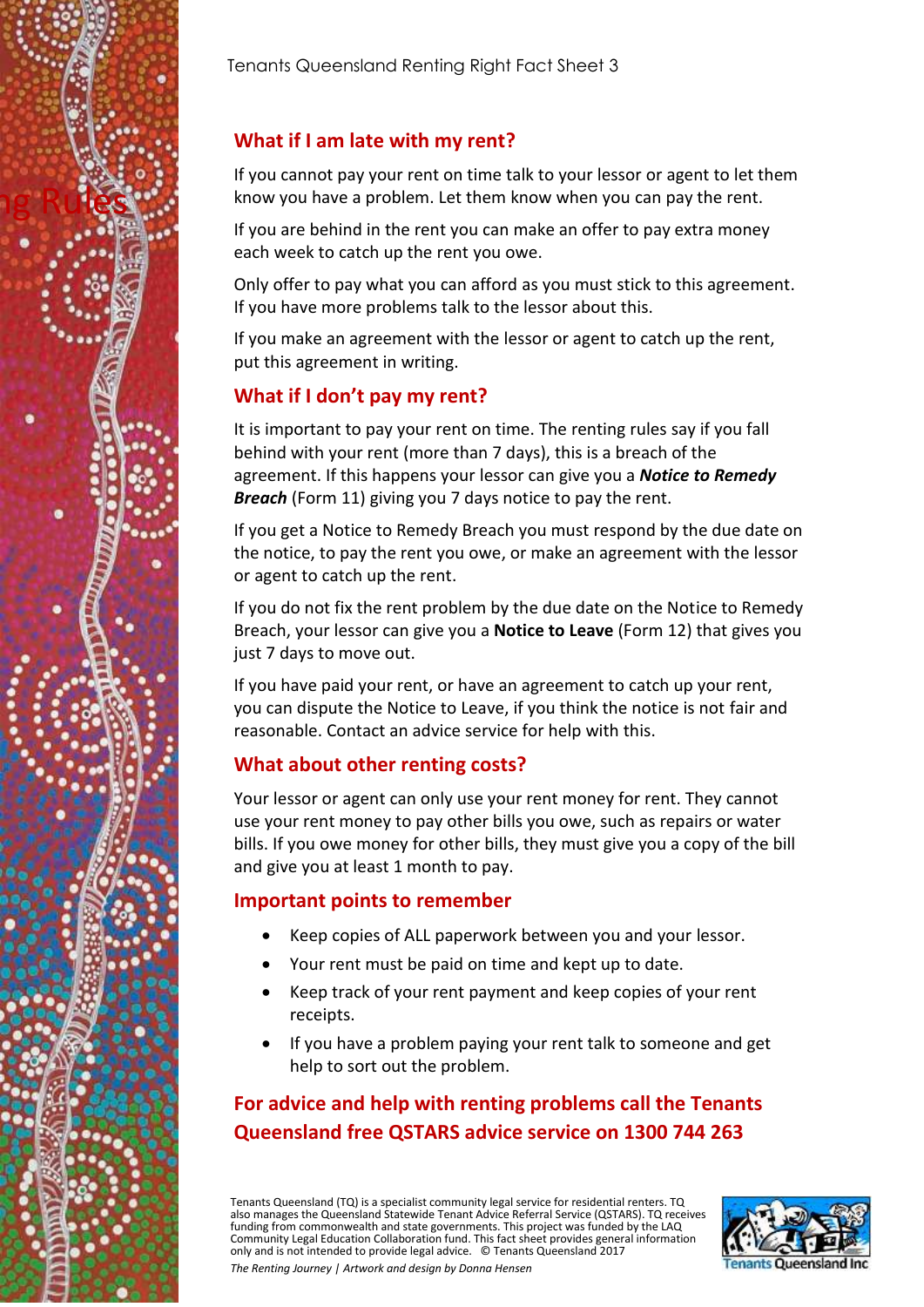## What if I am late with my rent?

If you cannot pay your rent on time talk to your lessor or agent to let them know you have a problem. Let them know when you can pay the rent.

If you are behind in the rent you can make an offer to pay extra money each week to catch up the rent you owe.

Only offer to pay what you can afford as you must stick to this agreement. If you have more problems talk to the lessor about this.

If you make an agreement with the lessor or agent to catch up the rent, put this agreement in writing.

## What if I don't pay my rent?

It is important to pay your rent on time. The renting rules say if you fall behind with your rent (more than 7 days), this is a breach of the agreement. If this happens your lessor can give you a ***Notice to Remedy Breach*** (Form 11) giving you 7 days notice to pay the rent.

If you get a Notice to Remedy Breach you must respond by the due date on the notice, to pay the rent you owe, or make an agreement with the lessor or agent to catch up the rent.

If you do not fix the rent problem by the due date on the Notice to Remedy Breach, your lessor can give you a **Notice to Leave** (Form 12) that gives you just 7 days to move out.

If you have paid your rent, or have an agreement to catch up your rent, you can dispute the Notice to Leave, if you think the notice is not fair and reasonable. Contact an advice service for help with this.

## What about other renting costs?

Your lessor or agent can only use your rent money for rent. They cannot use your rent money to pay other bills you owe, such as repairs or water bills. If you owe money for other bills, they must give you a copy of the bill and give you at least 1 month to pay.

## Important points to remember

- Keep copies of ALL paperwork between you and your lessor.
- Your rent must be paid on time and kept up to date.
- Keep track of your rent payment and keep copies of your rent receipts.
- If you have a problem paying your rent talk to someone and get help to sort out the problem.

## For advice and help with renting problems call the Tenants Queensland free QSTARS advice service on 1300 744 263

Tenants Queensland (TQ) is a specialist community legal service for residential renters. TQ also manages the Queensland Statewide Tenant Advice Referral Service (QSTARS). TQ receives funding from commonwealth and state governments. This project was funded by the LAQ Community Legal Education Collaboration fund. This fact sheet provides general information only and is not intended to provide legal advice. © Tenants Queensland 2017

*The Renting Journey | Artwork and design by Donna Hensen*